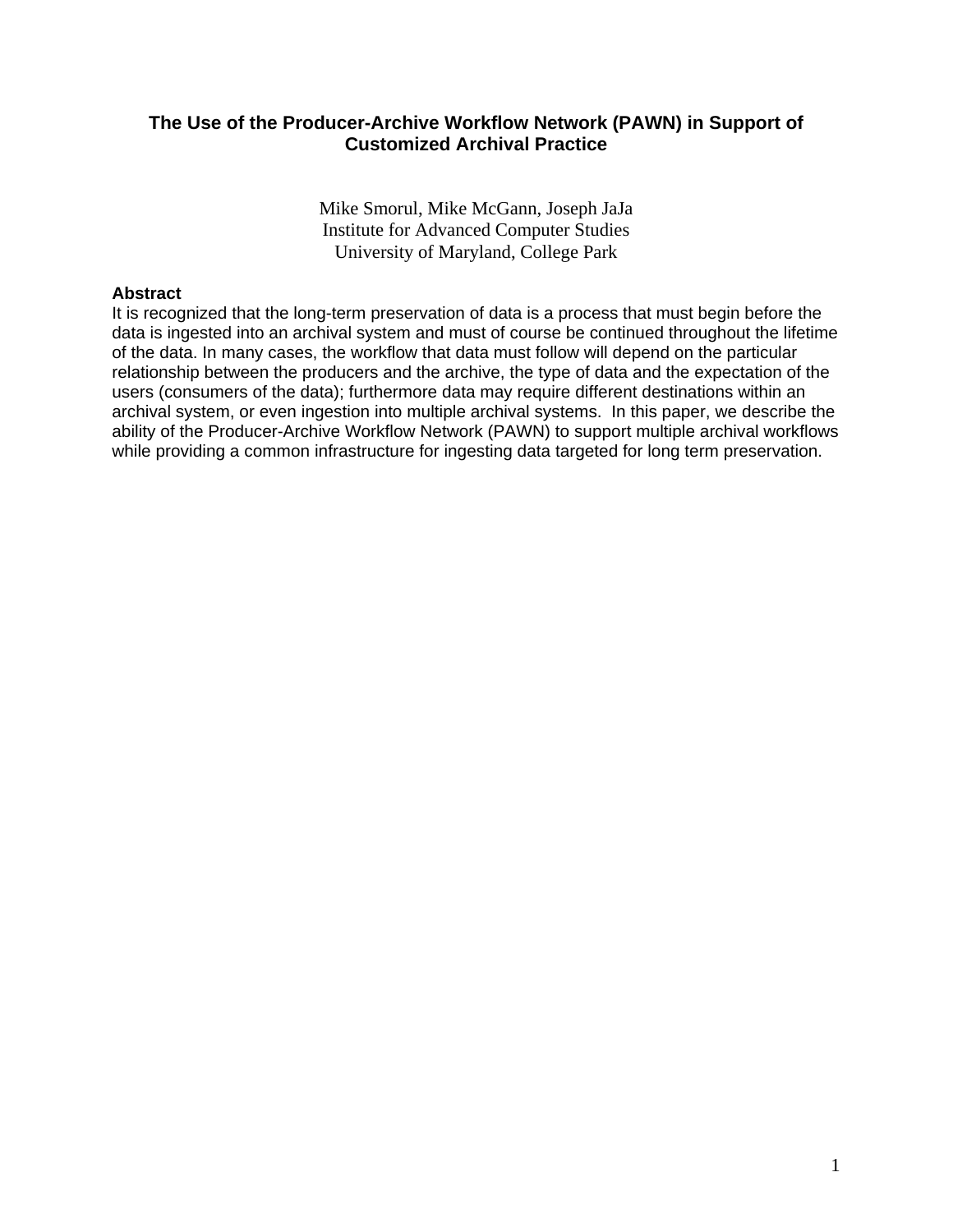# The Use of the Producer-Archive Workflow Network (PAWN) in Support of Customized Archival Practice

Mike Smorul, Mike McGann, Joseph JaJa
Institute for Advanced Computer Studies
University of Maryland, College Park

## Abstract

It is recognized that the long-term preservation of data is a process that must begin before the data is ingested into an archival system and must of course be continued throughout the lifetime of the data. In many cases, the workflow that data must follow will depend on the particular relationship between the producers and the archive, the type of data and the expectation of the users (consumers of the data); furthermore data may require different destinations within an archival system, or even ingestion into multiple archival systems. In this paper, we describe the ability of the Producer-Archive Workflow Network (PAWN) to support multiple archival workflows while providing a common infrastructure for ingesting data targeted for long term preservation.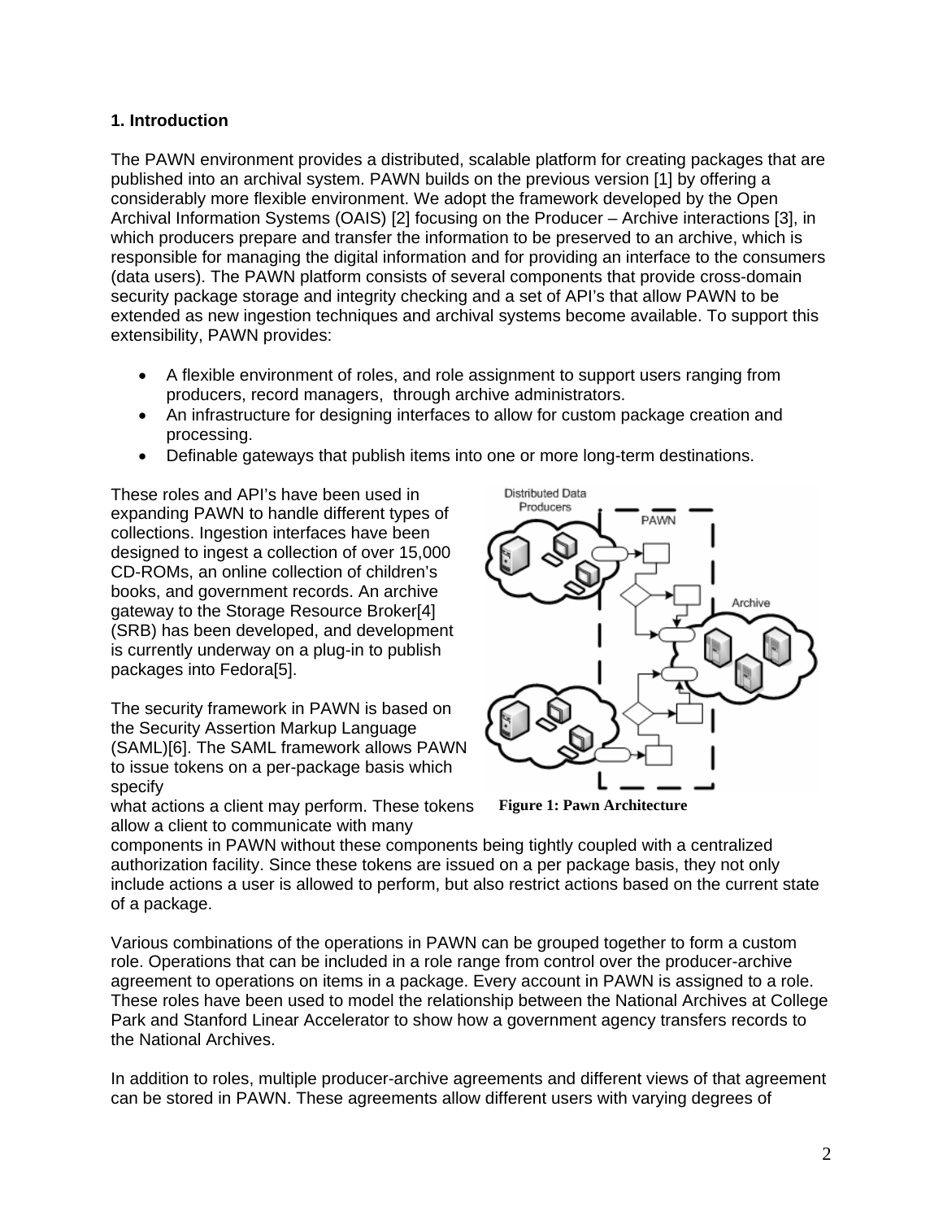## 1. Introduction

The PAWN environment provides a distributed, scalable platform for creating packages that are published into an archival system. PAWN builds on the previous version [1] by offering a considerably more flexible environment. We adopt the framework developed by the Open Archival Information Systems (OAIS) [2] focusing on the Producer – Archive interactions [3], in which producers prepare and transfer the information to be preserved to an archive, which is responsible for managing the digital information and for providing an interface to the consumers (data users). The PAWN platform consists of several components that provide cross-domain security package storage and integrity checking and a set of API's that allow PAWN to be extended as new ingestion techniques and archival systems become available. To support this extensibility, PAWN provides:

- A flexible environment of roles, and role assignment to support users ranging from producers, record managers, through archive administrators.
- An infrastructure for designing interfaces to allow for custom package creation and processing.
- Definable gateways that publish items into one or more long-term destinations.

These roles and API's have been used in expanding PAWN to handle different types of collections. Ingestion interfaces have been designed to ingest a collection of over 15,000 CD-ROMs, an online collection of children's books, and government records. An archive gateway to the Storage Resource Broker[4] (SRB) has been developed, and development is currently underway on a plug-in to publish packages into Fedora[5].

**Figure 1: Pawn Architecture**

The security framework in PAWN is based on the Security Assertion Markup Language (SAML)[6]. The SAML framework allows PAWN to issue tokens on a per-package basis which specify what actions a client may perform. These tokens allow a client to communicate with many components in PAWN without these components being tightly coupled with a centralized authorization facility. Since these tokens are issued on a per package basis, they not only include actions a user is allowed to perform, but also restrict actions based on the current state of a package.

Various combinations of the operations in PAWN can be grouped together to form a custom role. Operations that can be included in a role range from control over the producer-archive agreement to operations on items in a package. Every account in PAWN is assigned to a role. These roles have been used to model the relationship between the National Archives at College Park and Stanford Linear Accelerator to show how a government agency transfers records to the National Archives.

In addition to roles, multiple producer-archive agreements and different views of that agreement can be stored in PAWN. These agreements allow different users with varying degrees of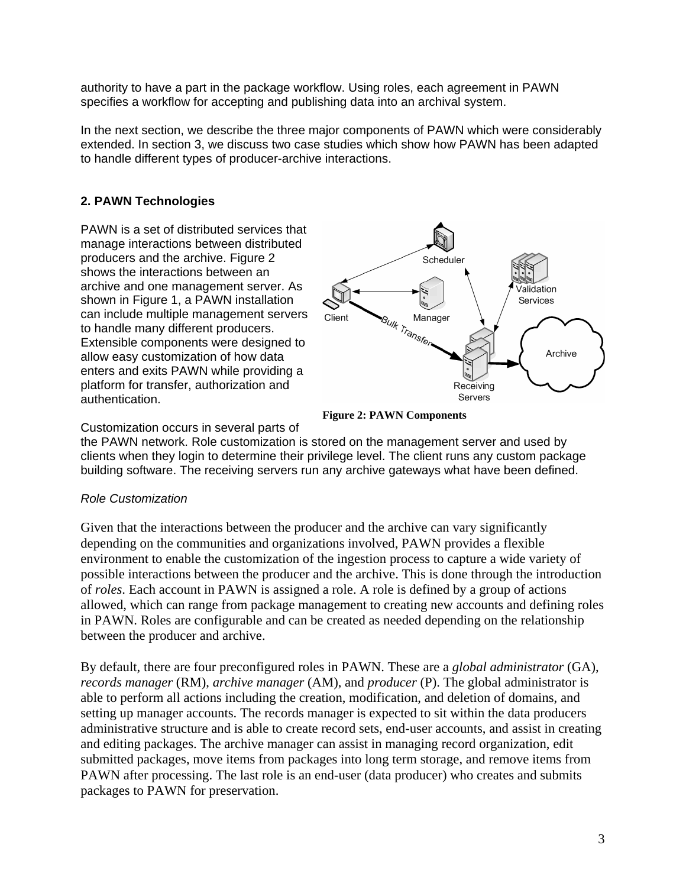authority to have a part in the package workflow. Using roles, each agreement in PAWN specifies a workflow for accepting and publishing data into an archival system.

In the next section, we describe the three major components of PAWN which were considerably extended. In section 3, we discuss two case studies which show how PAWN has been adapted to handle different types of producer-archive interactions.

## 2. PAWN Technologies

PAWN is a set of distributed services that manage interactions between distributed producers and the archive. Figure 2 shows the interactions between an archive and one management server. As shown in Figure 1, a PAWN installation can include multiple management servers to handle many different producers. Extensible components were designed to allow easy customization of how data enters and exits PAWN while providing a platform for transfer, authorization and authentication.

**Figure 2: PAWN Components**

Customization occurs in several parts of the PAWN network. Role customization is stored on the management server and used by clients when they login to determine their privilege level. The client runs any custom package building software. The receiving servers run any archive gateways what have been defined.

*Role Customization*

Given that the interactions between the producer and the archive can vary significantly depending on the communities and organizations involved, PAWN provides a flexible environment to enable the customization of the ingestion process to capture a wide variety of possible interactions between the producer and the archive. This is done through the introduction of *roles*. Each account in PAWN is assigned a role. A role is defined by a group of actions allowed, which can range from package management to creating new accounts and defining roles in PAWN. Roles are configurable and can be created as needed depending on the relationship between the producer and archive.

By default, there are four preconfigured roles in PAWN. These are a *global administrator* (GA), *records manager* (RM), *archive manager* (AM), and *producer* (P). The global administrator is able to perform all actions including the creation, modification, and deletion of domains, and setting up manager accounts. The records manager is expected to sit within the data producers administrative structure and is able to create record sets, end-user accounts, and assist in creating and editing packages. The archive manager can assist in managing record organization, edit submitted packages, move items from packages into long term storage, and remove items from PAWN after processing. The last role is an end-user (data producer) who creates and submits packages to PAWN for preservation.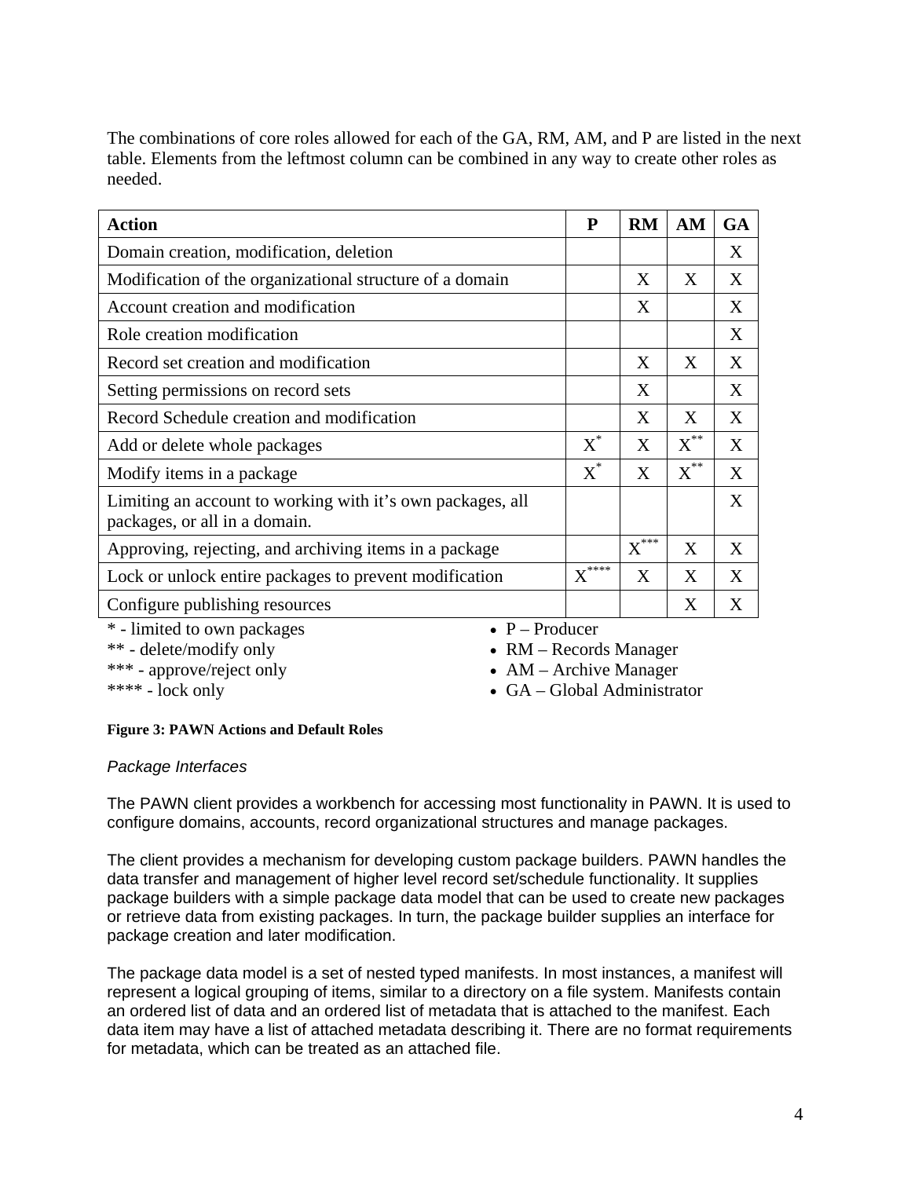The combinations of core roles allowed for each of the GA, RM, AM, and P are listed in the next table. Elements from the leftmost column can be combined in any way to create other roles as needed.

| Action | P | RM | AM | GA |
|---|---|---|---|---|
| Domain creation, modification, deletion | | | | X |
| Modification of the organizational structure of a domain | | X | X | X |
| Account creation and modification | | X | | X |
| Role creation modification | | | | X |
| Record set creation and modification | | X | X | X |
| Setting permissions on record sets | | X | | X |
| Record Schedule creation and modification | | X | X | X |
| Add or delete whole packages | X* | X | X** | X |
| Modify items in a package | X* | X | X** | X |
| Limiting an account to working with it's own packages, all packages, or all in a domain. | | | | X |
| Approving, rejecting, and archiving items in a package | | X*** | X | X |
| Lock or unlock entire packages to prevent modification | X**** | X | X | X |
| Configure publishing resources | | | X | X |

* - limited to own packages
** - delete/modify only
*** - approve/reject only
**** - lock only

- P – Producer
- RM – Records Manager
- AM – Archive Manager
- GA – Global Administrator

**Figure 3: PAWN Actions and Default Roles**

*Package Interfaces*

The PAWN client provides a workbench for accessing most functionality in PAWN. It is used to configure domains, accounts, record organizational structures and manage packages.

The client provides a mechanism for developing custom package builders. PAWN handles the data transfer and management of higher level record set/schedule functionality. It supplies package builders with a simple package data model that can be used to create new packages or retrieve data from existing packages. In turn, the package builder supplies an interface for package creation and later modification.

The package data model is a set of nested typed manifests. In most instances, a manifest will represent a logical grouping of items, similar to a directory on a file system. Manifests contain an ordered list of data and an ordered list of metadata that is attached to the manifest. Each data item may have a list of attached metadata describing it. There are no format requirements for metadata, which can be treated as an attached file.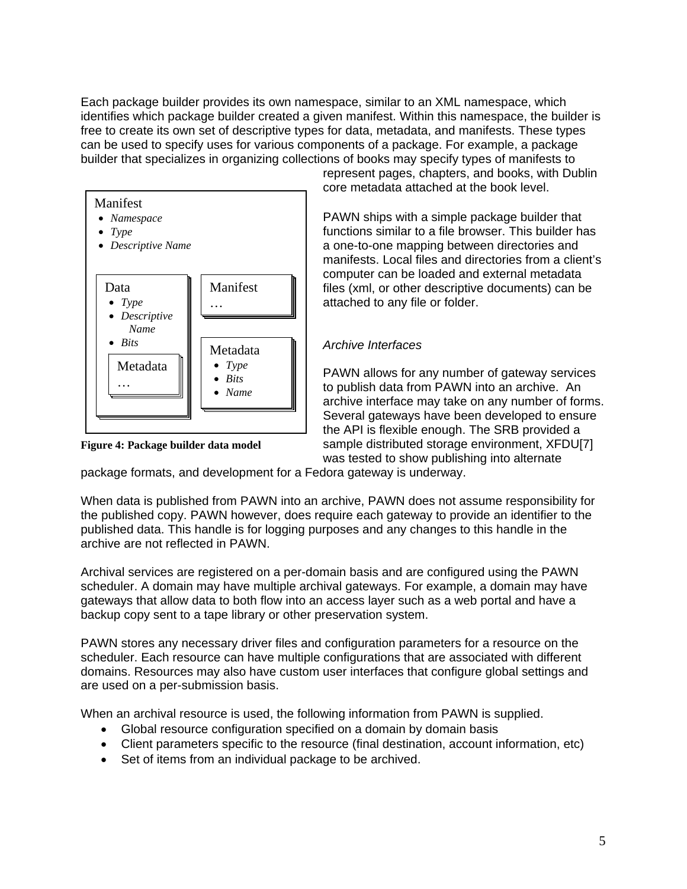Each package builder provides its own namespace, similar to an XML namespace, which identifies which package builder created a given manifest. Within this namespace, the builder is free to create its own set of descriptive types for data, metadata, and manifests. These types can be used to specify uses for various components of a package. For example, a package builder that specializes in organizing collections of books may specify types of manifests to represent pages, chapters, and books, with Dublin core metadata attached at the book level.

Manifest
- *Namespace*
- *Type*
- *Descriptive Name*

Data
- *Type*
- *Descriptive Name*
- *Bits*

Metadata …

Manifest …

Metadata
- *Type*
- *Bits*
- *Name*

**Figure 4: Package builder data model**

PAWN ships with a simple package builder that functions similar to a file browser. This builder has a one-to-one mapping between directories and manifests. Local files and directories from a client's computer can be loaded and external metadata files (xml, or other descriptive documents) can be attached to any file or folder.

### *Archive Interfaces*

PAWN allows for any number of gateway services to publish data from PAWN into an archive. An archive interface may take on any number of forms. Several gateways have been developed to ensure the API is flexible enough. The SRB provided a sample distributed storage environment, XFDU[7] was tested to show publishing into alternate package formats, and development for a Fedora gateway is underway.

When data is published from PAWN into an archive, PAWN does not assume responsibility for the published copy. PAWN however, does require each gateway to provide an identifier to the published data. This handle is for logging purposes and any changes to this handle in the archive are not reflected in PAWN.

Archival services are registered on a per-domain basis and are configured using the PAWN scheduler. A domain may have multiple archival gateways. For example, a domain may have gateways that allow data to both flow into an access layer such as a web portal and have a backup copy sent to a tape library or other preservation system.

PAWN stores any necessary driver files and configuration parameters for a resource on the scheduler. Each resource can have multiple configurations that are associated with different domains. Resources may also have custom user interfaces that configure global settings and are used on a per-submission basis.

When an archival resource is used, the following information from PAWN is supplied.

- Global resource configuration specified on a domain by domain basis
- Client parameters specific to the resource (final destination, account information, etc)
- Set of items from an individual package to be archived.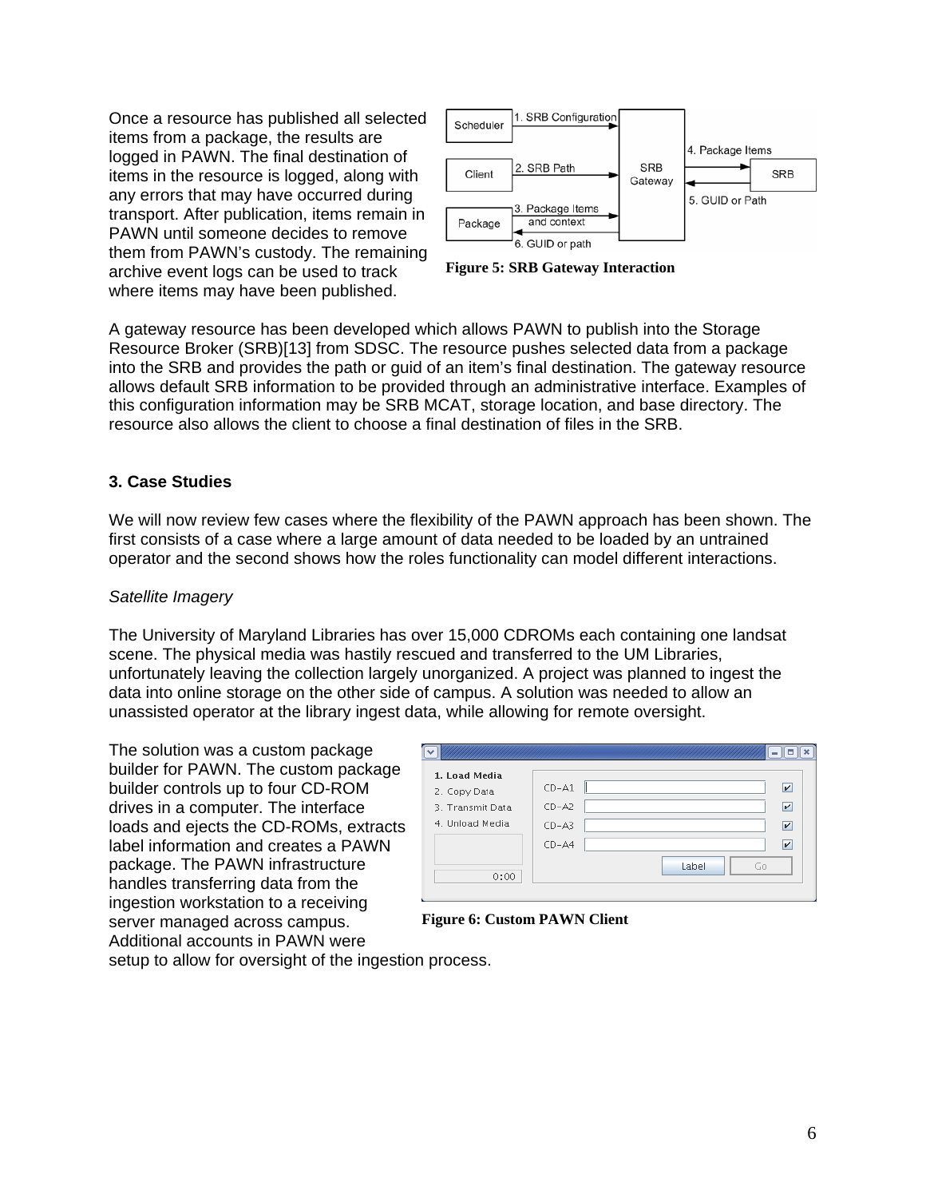Once a resource has published all selected items from a package, the results are logged in PAWN. The final destination of items in the resource is logged, along with any errors that may have occurred during transport. After publication, items remain in PAWN until someone decides to remove them from PAWN's custody. The remaining archive event logs can be used to track where items may have been published.

**Figure 5: SRB Gateway Interaction**

A gateway resource has been developed which allows PAWN to publish into the Storage Resource Broker (SRB)[13] from SDSC. The resource pushes selected data from a package into the SRB and provides the path or guid of an item's final destination. The gateway resource allows default SRB information to be provided through an administrative interface. Examples of this configuration information may be SRB MCAT, storage location, and base directory. The resource also allows the client to choose a final destination of files in the SRB.

### 3. Case Studies

We will now review few cases where the flexibility of the PAWN approach has been shown. The first consists of a case where a large amount of data needed to be loaded by an untrained operator and the second shows how the roles functionality can model different interactions.

*Satellite Imagery*

The University of Maryland Libraries has over 15,000 CDROMs each containing one landsat scene. The physical media was hastily rescued and transferred to the UM Libraries, unfortunately leaving the collection largely unorganized. A project was planned to ingest the data into online storage on the other side of campus. A solution was needed to allow an unassisted operator at the library ingest data, while allowing for remote oversight.

The solution was a custom package builder for PAWN. The custom package builder controls up to four CD-ROM drives in a computer. The interface loads and ejects the CD-ROMs, extracts label information and creates a PAWN package. The PAWN infrastructure handles transferring data from the ingestion workstation to a receiving server managed across campus. Additional accounts in PAWN were setup to allow for oversight of the ingestion process.

**Figure 6: Custom PAWN Client**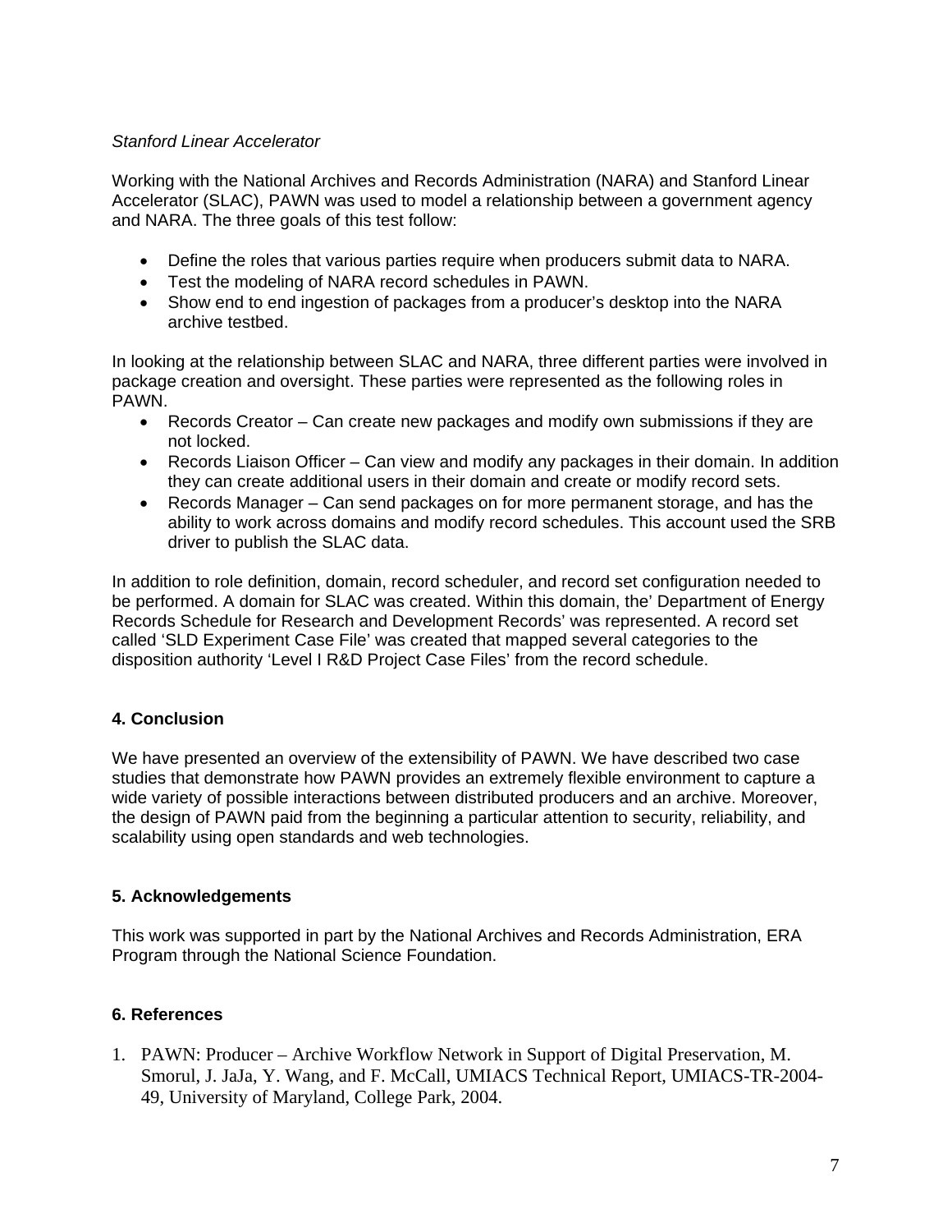*Stanford Linear Accelerator*

Working with the National Archives and Records Administration (NARA) and Stanford Linear Accelerator (SLAC), PAWN was used to model a relationship between a government agency and NARA. The three goals of this test follow:

- Define the roles that various parties require when producers submit data to NARA.
- Test the modeling of NARA record schedules in PAWN.
- Show end to end ingestion of packages from a producer's desktop into the NARA archive testbed.

In looking at the relationship between SLAC and NARA, three different parties were involved in package creation and oversight. These parties were represented as the following roles in PAWN.

- Records Creator – Can create new packages and modify own submissions if they are not locked.
- Records Liaison Officer – Can view and modify any packages in their domain. In addition they can create additional users in their domain and create or modify record sets.
- Records Manager – Can send packages on for more permanent storage, and has the ability to work across domains and modify record schedules. This account used the SRB driver to publish the SLAC data.

In addition to role definition, domain, record scheduler, and record set configuration needed to be performed. A domain for SLAC was created. Within this domain, the' Department of Energy Records Schedule for Research and Development Records' was represented. A record set called 'SLD Experiment Case File' was created that mapped several categories to the disposition authority 'Level I R&D Project Case Files' from the record schedule.

## 4. Conclusion

We have presented an overview of the extensibility of PAWN. We have described two case studies that demonstrate how PAWN provides an extremely flexible environment to capture a wide variety of possible interactions between distributed producers and an archive. Moreover, the design of PAWN paid from the beginning a particular attention to security, reliability, and scalability using open standards and web technologies.

## 5. Acknowledgements

This work was supported in part by the National Archives and Records Administration, ERA Program through the National Science Foundation.

## 6. References

1. PAWN: Producer – Archive Workflow Network in Support of Digital Preservation, M. Smorul, J. JaJa, Y. Wang, and F. McCall, UMIACS Technical Report, UMIACS-TR-2004-49, University of Maryland, College Park, 2004.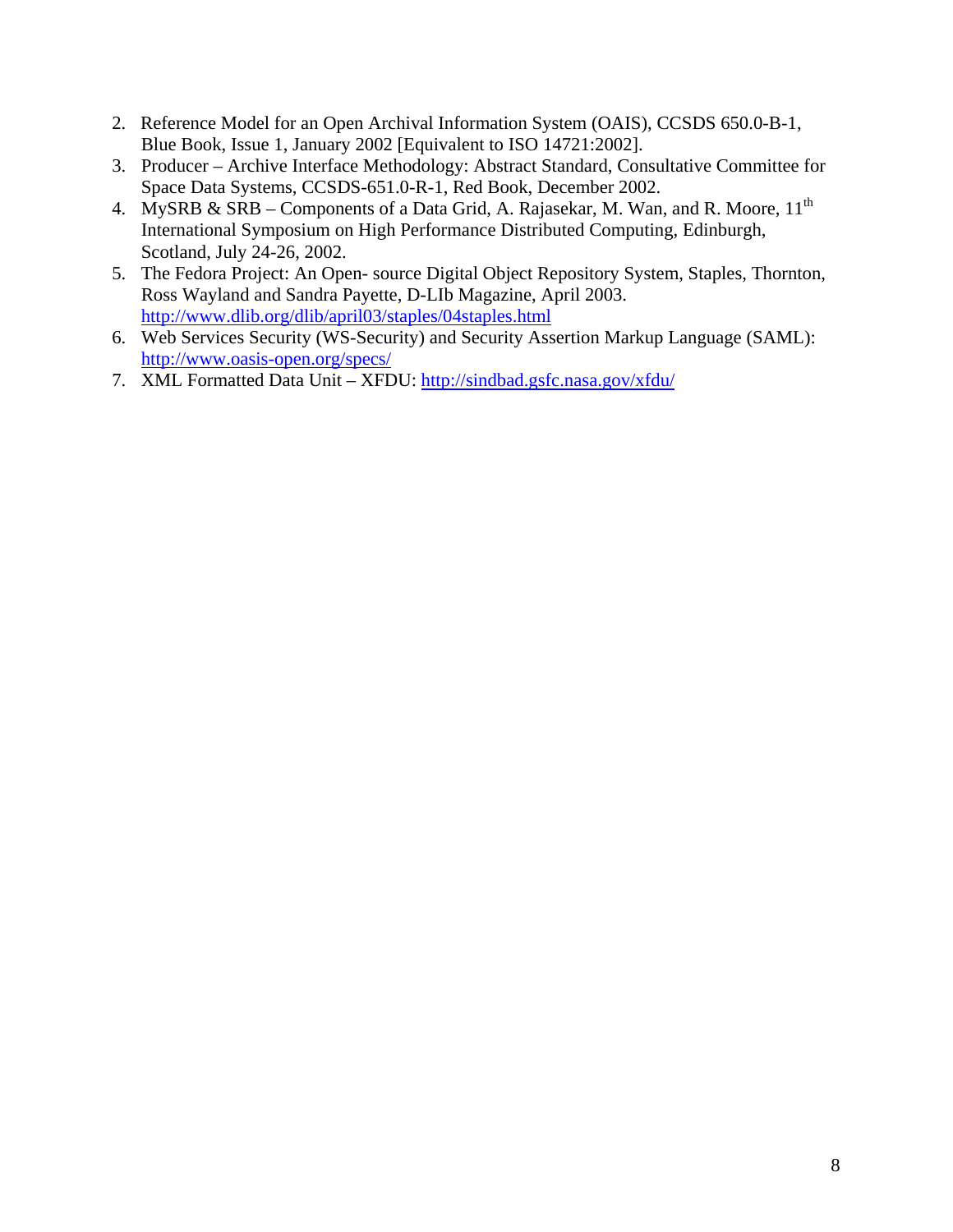2. Reference Model for an Open Archival Information System (OAIS), CCSDS 650.0-B-1, Blue Book, Issue 1, January 2002 [Equivalent to ISO 14721:2002].
3. Producer – Archive Interface Methodology: Abstract Standard, Consultative Committee for Space Data Systems, CCSDS-651.0-R-1, Red Book, December 2002.
4. MySRB & SRB – Components of a Data Grid, A. Rajasekar, M. Wan, and R. Moore, 11th International Symposium on High Performance Distributed Computing, Edinburgh, Scotland, July 24-26, 2002.
5. The Fedora Project: An Open- source Digital Object Repository System, Staples, Thornton, Ross Wayland and Sandra Payette, D-LIb Magazine, April 2003. http://www.dlib.org/dlib/april03/staples/04staples.html
6. Web Services Security (WS-Security) and Security Assertion Markup Language (SAML): http://www.oasis-open.org/specs/
7. XML Formatted Data Unit – XFDU: http://sindbad.gsfc.nasa.gov/xfdu/